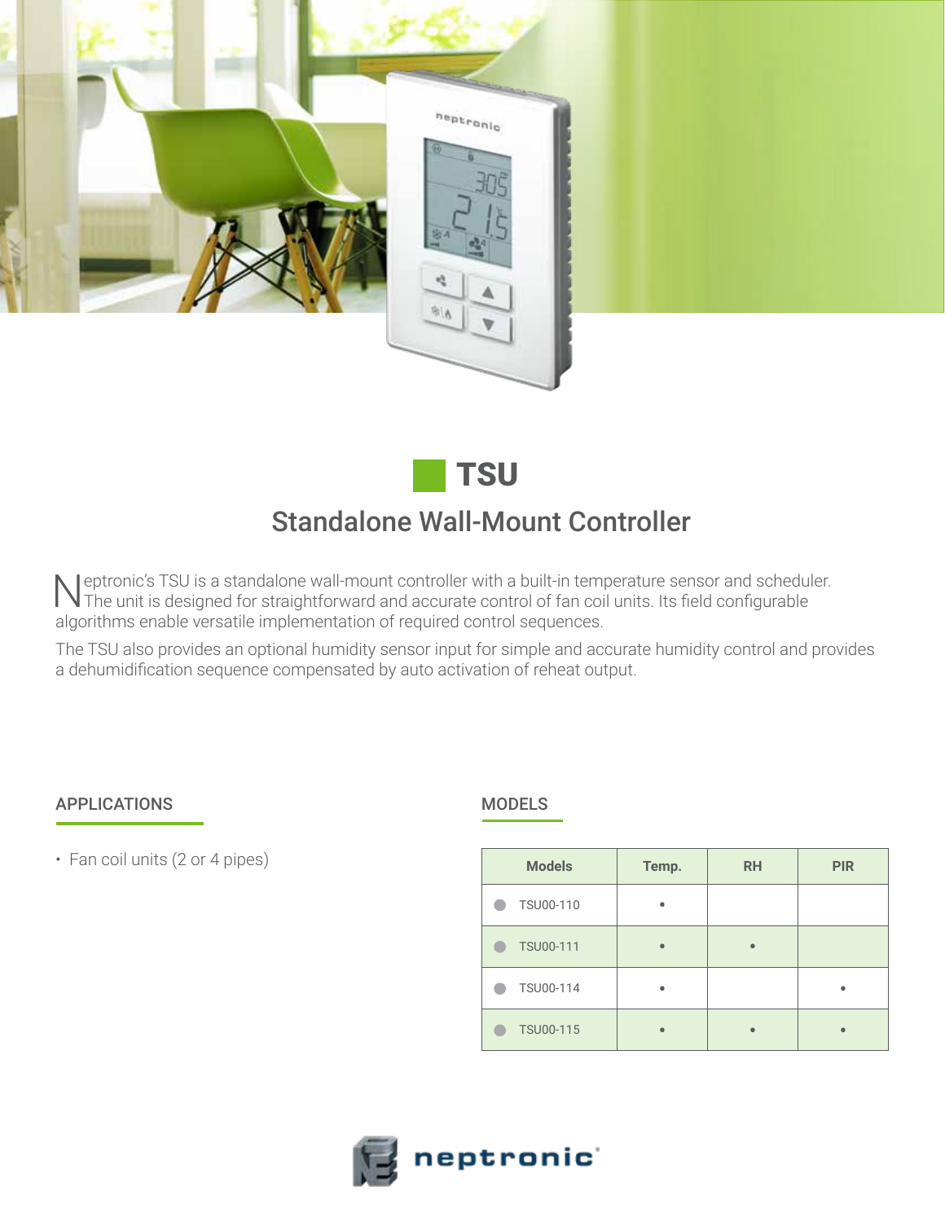# TSU

## Standalone Wall-Mount Controller

Neptronic's TSU is a standalone wall-mount controller with a built-in temperature sensor and scheduler. The unit is designed for straightforward and accurate control of fan coil units. Its field configurable algorithms enable versatile implementation of required control sequences.

The TSU also provides an optional humidity sensor input for simple and accurate humidity control and provides a dehumidification sequence compensated by auto activation of reheat output.

### APPLICATIONS

- Fan coil units (2 or 4 pipes)

### MODELS

| Models | Temp. | RH | PIR |
|---|---|---|---|
| TSU00-110 | • | | |
| TSU00-111 | • | • | |
| TSU00-114 | • | | • |
| TSU00-115 | • | • | • |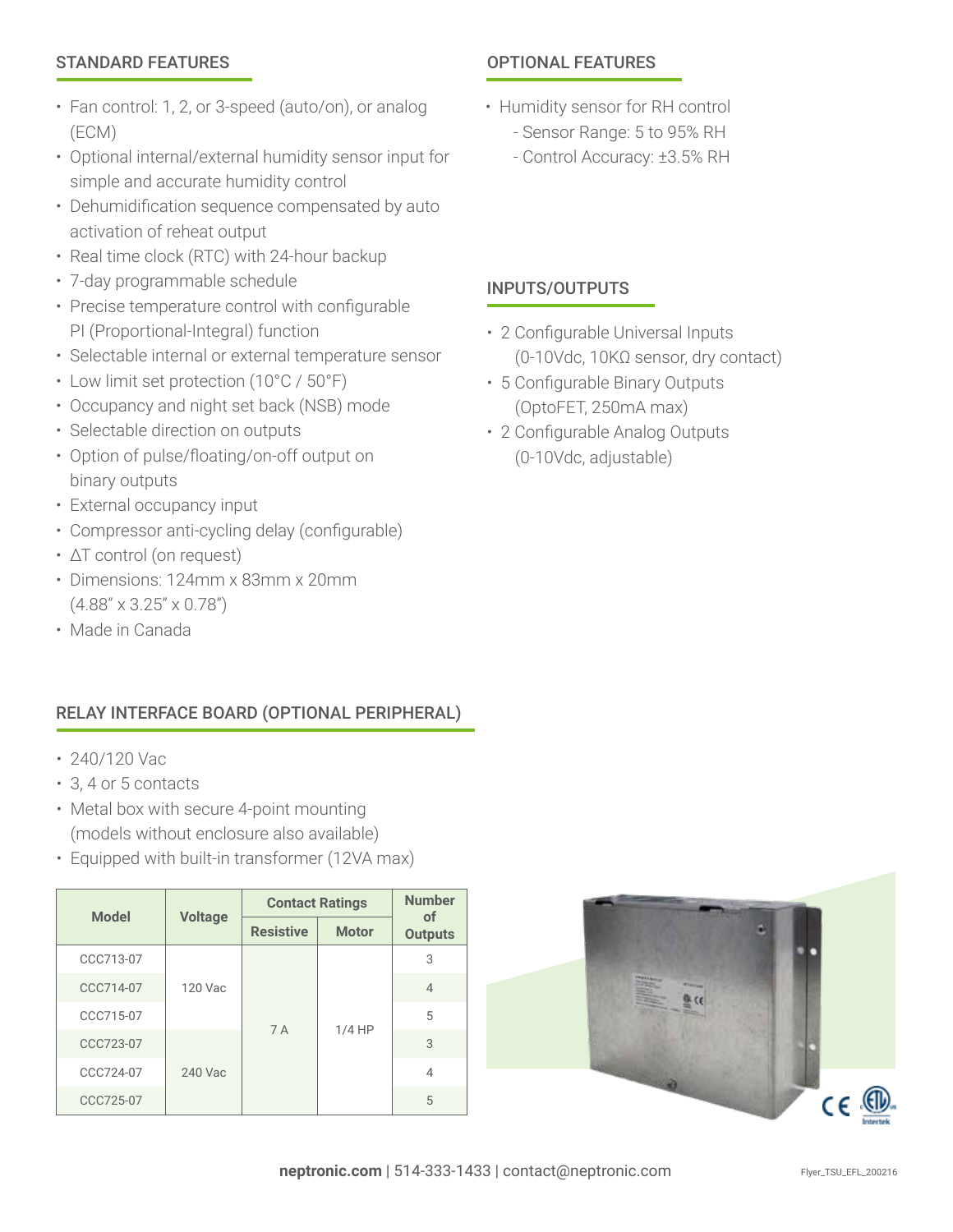## STANDARD FEATURES

- Fan control: 1, 2, or 3-speed (auto/on), or analog (ECM)
- Optional internal/external humidity sensor input for simple and accurate humidity control
- Dehumidification sequence compensated by auto activation of reheat output
- Real time clock (RTC) with 24-hour backup
- 7-day programmable schedule
- Precise temperature control with configurable PI (Proportional-Integral) function
- Selectable internal or external temperature sensor
- Low limit set protection (10°C / 50°F)
- Occupancy and night set back (NSB) mode
- Selectable direction on outputs
- Option of pulse/floating/on-off output on binary outputs
- External occupancy input
- Compressor anti-cycling delay (configurable)
- ΔT control (on request)
- Dimensions: 124mm x 83mm x 20mm (4.88" x 3.25" x 0.78")
- Made in Canada

## OPTIONAL FEATURES

- Humidity sensor for RH control
  - Sensor Range: 5 to 95% RH
  - Control Accuracy: ±3.5% RH

## INPUTS/OUTPUTS

- 2 Configurable Universal Inputs (0-10Vdc, 10KΩ sensor, dry contact)
- 5 Configurable Binary Outputs (OptoFET, 250mA max)
- 2 Configurable Analog Outputs (0-10Vdc, adjustable)

## RELAY INTERFACE BOARD (OPTIONAL PERIPHERAL)

- 240/120 Vac
- 3, 4 or 5 contacts
- Metal box with secure 4-point mounting (models without enclosure also available)
- Equipped with built-in transformer (12VA max)

| Model | Voltage | Contact Ratings | | Number of Outputs |
|---|---|---|---|---|
| | | Resistive | Motor | |
| CCC713-07 | 120 Vac | 7 A | 1/4 HP | 3 |
| CCC714-07 | 120 Vac | 7 A | 1/4 HP | 4 |
| CCC715-07 | 120 Vac | 7 A | 1/4 HP | 5 |
| CCC723-07 | 240 Vac | 7 A | 1/4 HP | 3 |
| CCC724-07 | 240 Vac | 7 A | 1/4 HP | 4 |
| CCC725-07 | 240 Vac | 7 A | 1/4 HP | 5 |

**neptronic.com** | 514-333-1433 | contact@neptronic.com

Flyer_TSU_EFL_200216